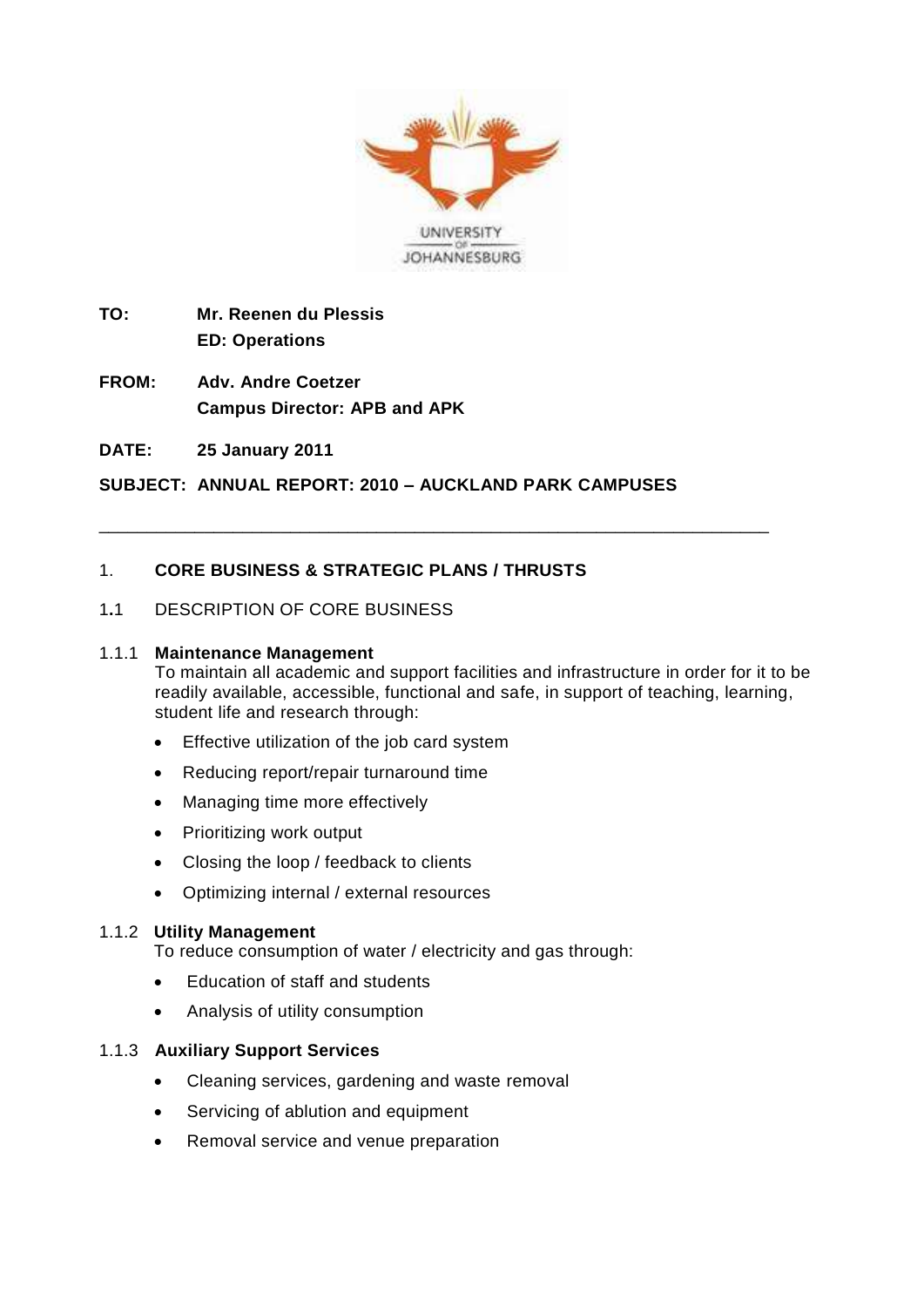UNIVERSITY OF JOHANNESBURG

**TO:** **Mr. Reenen du Plessis**
**ED: Operations**

**FROM:** **Adv. Andre Coetzer**
**Campus Director: APB and APK**

**DATE:** **25 January 2011**

**SUBJECT: ANNUAL REPORT: 2010 – AUCKLAND PARK CAMPUSES**

---

## 1. CORE BUSINESS & STRATEGIC PLANS / THRUSTS

### 1.1 DESCRIPTION OF CORE BUSINESS

#### 1.1.1 Maintenance Management

To maintain all academic and support facilities and infrastructure in order for it to be readily available, accessible, functional and safe, in support of teaching, learning, student life and research through:

- Effective utilization of the job card system
- Reducing report/repair turnaround time
- Managing time more effectively
- Prioritizing work output
- Closing the loop / feedback to clients
- Optimizing internal / external resources

#### 1.1.2 Utility Management

To reduce consumption of water / electricity and gas through:

- Education of staff and students
- Analysis of utility consumption

#### 1.1.3 Auxiliary Support Services

- Cleaning services, gardening and waste removal
- Servicing of ablution and equipment
- Removal service and venue preparation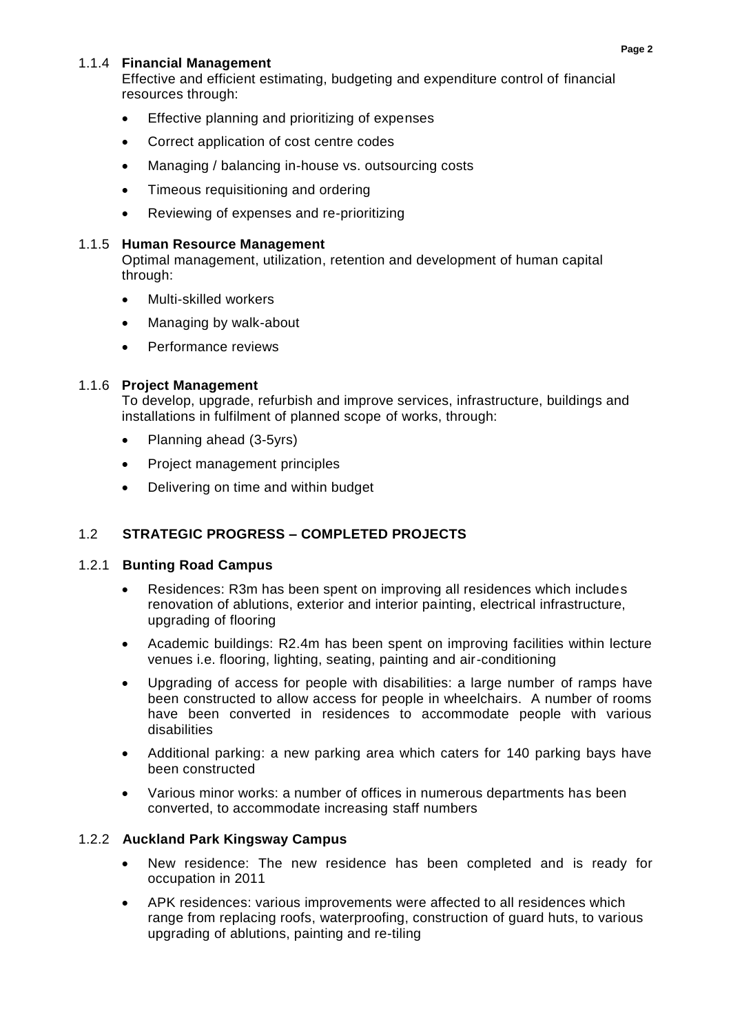#### 1.1.4 **Financial Management**

Effective and efficient estimating, budgeting and expenditure control of financial resources through:

- Effective planning and prioritizing of expenses
- Correct application of cost centre codes
- Managing / balancing in-house vs. outsourcing costs
- Timeous requisitioning and ordering
- Reviewing of expenses and re-prioritizing

#### 1.1.5 **Human Resource Management**

Optimal management, utilization, retention and development of human capital through:

- Multi-skilled workers
- Managing by walk-about
- Performance reviews

#### 1.1.6 **Project Management**

To develop, upgrade, refurbish and improve services, infrastructure, buildings and installations in fulfilment of planned scope of works, through:

- Planning ahead (3-5yrs)
- Project management principles
- Delivering on time and within budget

## 1.2 **STRATEGIC PROGRESS – COMPLETED PROJECTS**

### 1.2.1 **Bunting Road Campus**

- Residences: R3m has been spent on improving all residences which includes renovation of ablutions, exterior and interior painting, electrical infrastructure, upgrading of flooring
- Academic buildings: R2.4m has been spent on improving facilities within lecture venues i.e. flooring, lighting, seating, painting and air-conditioning
- Upgrading of access for people with disabilities: a large number of ramps have been constructed to allow access for people in wheelchairs. A number of rooms have been converted in residences to accommodate people with various disabilities
- Additional parking: a new parking area which caters for 140 parking bays have been constructed
- Various minor works: a number of offices in numerous departments has been converted, to accommodate increasing staff numbers

### 1.2.2 **Auckland Park Kingsway Campus**

- New residence: The new residence has been completed and is ready for occupation in 2011
- APK residences: various improvements were affected to all residences which range from replacing roofs, waterproofing, construction of guard huts, to various upgrading of ablutions, painting and re-tiling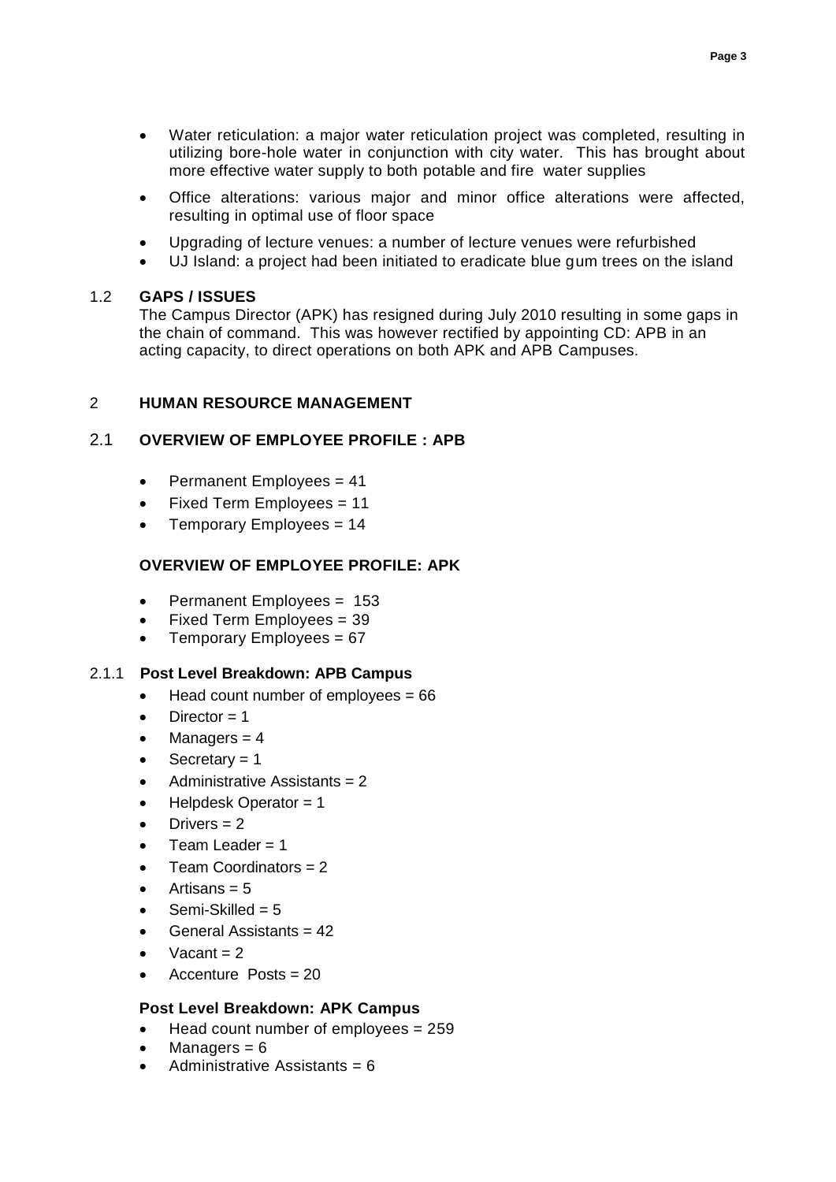- Water reticulation: a major water reticulation project was completed, resulting in utilizing bore-hole water in conjunction with city water. This has brought about more effective water supply to both potable and fire water supplies
- Office alterations: various major and minor office alterations were affected, resulting in optimal use of floor space
- Upgrading of lecture venues: a number of lecture venues were refurbished
- UJ Island: a project had been initiated to eradicate blue gum trees on the island

## 1.2 GAPS / ISSUES

The Campus Director (APK) has resigned during July 2010 resulting in some gaps in the chain of command. This was however rectified by appointing CD: APB in an acting capacity, to direct operations on both APK and APB Campuses.

# 2 HUMAN RESOURCE MANAGEMENT

## 2.1 OVERVIEW OF EMPLOYEE PROFILE : APB

- Permanent Employees = 41
- Fixed Term Employees = 11
- Temporary Employees = 14

### OVERVIEW OF EMPLOYEE PROFILE: APK

- Permanent Employees = 153
- Fixed Term Employees = 39
- Temporary Employees = 67

### 2.1.1 Post Level Breakdown: APB Campus

- Head count number of employees = 66
- Director = 1
- Managers = 4
- Secretary = 1
- Administrative Assistants = 2
- Helpdesk Operator = 1
- Drivers = 2
- Team Leader = 1
- Team Coordinators = 2
- Artisans = 5
- Semi-Skilled = 5
- General Assistants = 42
- Vacant = 2
- Accenture Posts = 20

### Post Level Breakdown: APK Campus

- Head count number of employees = 259
- Managers = 6
- Administrative Assistants = 6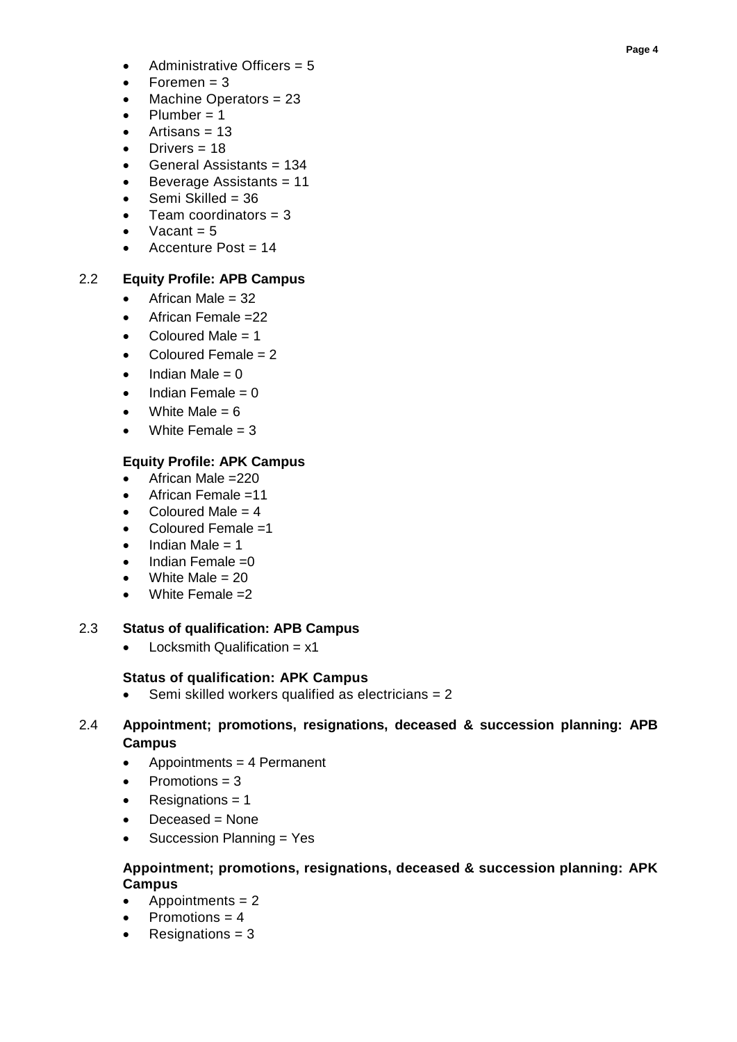- Administrative Officers = 5
- Foremen = 3
- Machine Operators = 23
- Plumber = 1
- Artisans = 13
- Drivers = 18
- General Assistants = 134
- Beverage Assistants = 11
- Semi Skilled = 36
- Team coordinators = 3
- Vacant = 5
- Accenture Post = 14

2.2 **Equity Profile: APB Campus**

- African Male = 32
- African Female =22
- Coloured Male = 1
- Coloured Female = 2
- Indian Male = 0
- Indian Female = 0
- White Male = 6
- White Female = 3

**Equity Profile: APK Campus**

- African Male =220
- African Female =11
- Coloured Male = 4
- Coloured Female =1
- Indian Male = 1
- Indian Female =0
- White Male = 20
- White Female =2

2.3 **Status of qualification: APB Campus**

- Locksmith Qualification = x1

**Status of qualification: APK Campus**

- Semi skilled workers qualified as electricians = 2

2.4 **Appointment; promotions, resignations, deceased & succession planning: APB Campus**

- Appointments = 4 Permanent
- Promotions = 3
- Resignations = 1
- Deceased = None
- Succession Planning = Yes

**Appointment; promotions, resignations, deceased & succession planning: APK Campus**

- Appointments = 2
- Promotions = 4
- Resignations = 3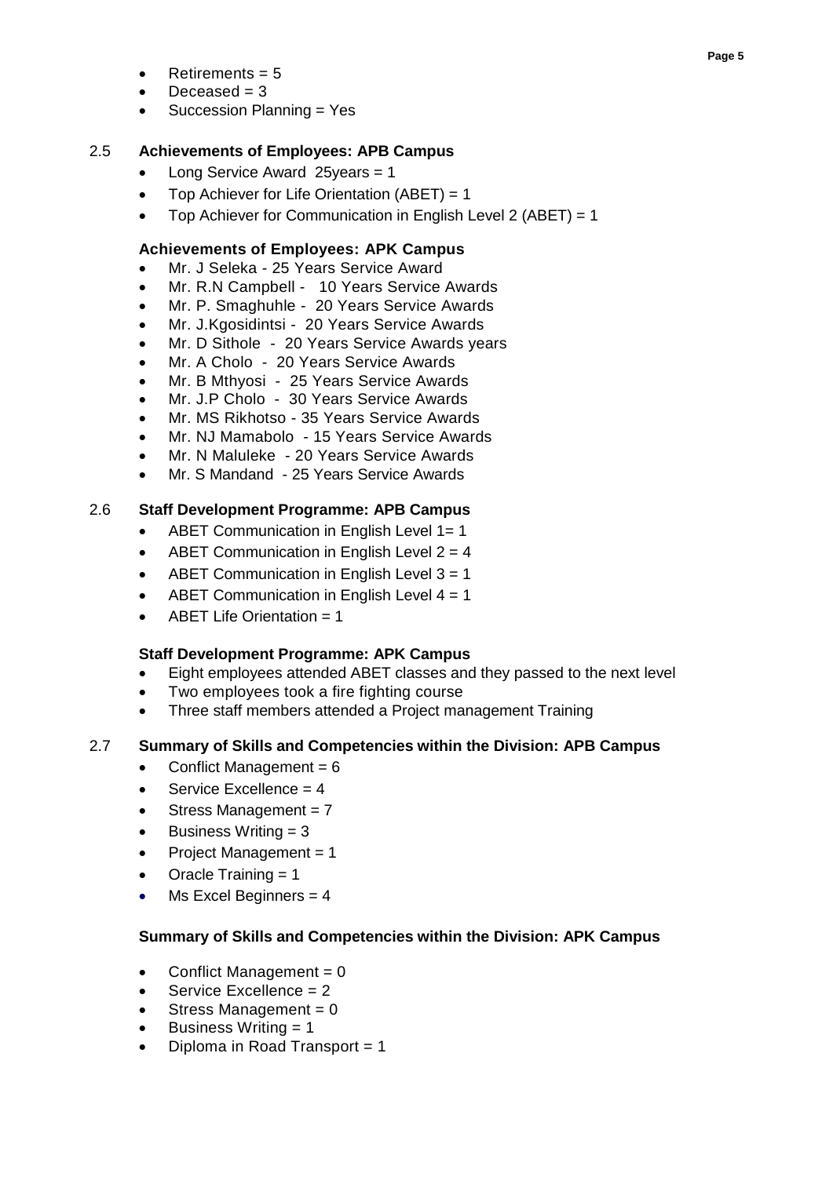- Retirements = 5
- Deceased = 3
- Succession Planning = Yes

## 2.5 Achievements of Employees: APB Campus

- Long Service Award 25years = 1
- Top Achiever for Life Orientation (ABET) = 1
- Top Achiever for Communication in English Level 2 (ABET) = 1

### Achievements of Employees: APK Campus

- Mr. J Seleka - 25 Years Service Award
- Mr. R.N Campbell - 10 Years Service Awards
- Mr. P. Smaghuhle - 20 Years Service Awards
- Mr. J.Kgosidintsi - 20 Years Service Awards
- Mr. D Sithole - 20 Years Service Awards years
- Mr. A Cholo - 20 Years Service Awards
- Mr. B Mthyosi - 25 Years Service Awards
- Mr. J.P Cholo - 30 Years Service Awards
- Mr. MS Rikhotso - 35 Years Service Awards
- Mr. NJ Mamabolo - 15 Years Service Awards
- Mr. N Maluleke - 20 Years Service Awards
- Mr. S Mandand - 25 Years Service Awards

## 2.6 Staff Development Programme: APB Campus

- ABET Communication in English Level 1= 1
- ABET Communication in English Level 2 = 4
- ABET Communication in English Level 3 = 1
- ABET Communication in English Level 4 = 1
- ABET Life Orientation = 1

### Staff Development Programme: APK Campus

- Eight employees attended ABET classes and they passed to the next level
- Two employees took a fire fighting course
- Three staff members attended a Project management Training

## 2.7 Summary of Skills and Competencies within the Division: APB Campus

- Conflict Management = 6
- Service Excellence = 4
- Stress Management = 7
- Business Writing = 3
- Project Management = 1
- Oracle Training = 1
- Ms Excel Beginners = 4

### Summary of Skills and Competencies within the Division: APK Campus

- Conflict Management = 0
- Service Excellence = 2
- Stress Management = 0
- Business Writing = 1
- Diploma in Road Transport = 1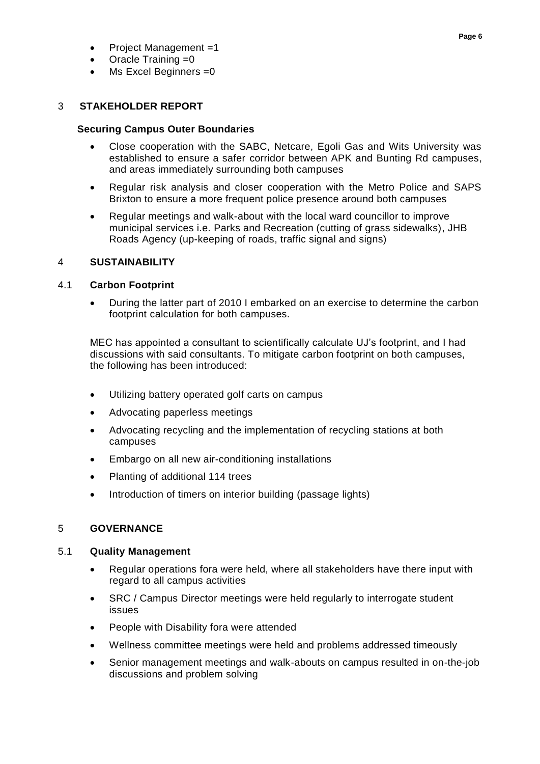- Project Management =1
- Oracle Training =0
- Ms Excel Beginners =0

## 3 STAKEHOLDER REPORT

### Securing Campus Outer Boundaries

- Close cooperation with the SABC, Netcare, Egoli Gas and Wits University was established to ensure a safer corridor between APK and Bunting Rd campuses, and areas immediately surrounding both campuses
- Regular risk analysis and closer cooperation with the Metro Police and SAPS Brixton to ensure a more frequent police presence around both campuses
- Regular meetings and walk-about with the local ward councillor to improve municipal services i.e. Parks and Recreation (cutting of grass sidewalks), JHB Roads Agency (up-keeping of roads, traffic signal and signs)

## 4 SUSTAINABILITY

### 4.1 Carbon Footprint

- During the latter part of 2010 I embarked on an exercise to determine the carbon footprint calculation for both campuses.

MEC has appointed a consultant to scientifically calculate UJ's footprint, and I had discussions with said consultants. To mitigate carbon footprint on both campuses, the following has been introduced:

- Utilizing battery operated golf carts on campus
- Advocating paperless meetings
- Advocating recycling and the implementation of recycling stations at both campuses
- Embargo on all new air-conditioning installations
- Planting of additional 114 trees
- Introduction of timers on interior building (passage lights)

## 5 GOVERNANCE

### 5.1 Quality Management

- Regular operations fora were held, where all stakeholders have there input with regard to all campus activities
- SRC / Campus Director meetings were held regularly to interrogate student issues
- People with Disability fora were attended
- Wellness committee meetings were held and problems addressed timeously
- Senior management meetings and walk-abouts on campus resulted in on-the-job discussions and problem solving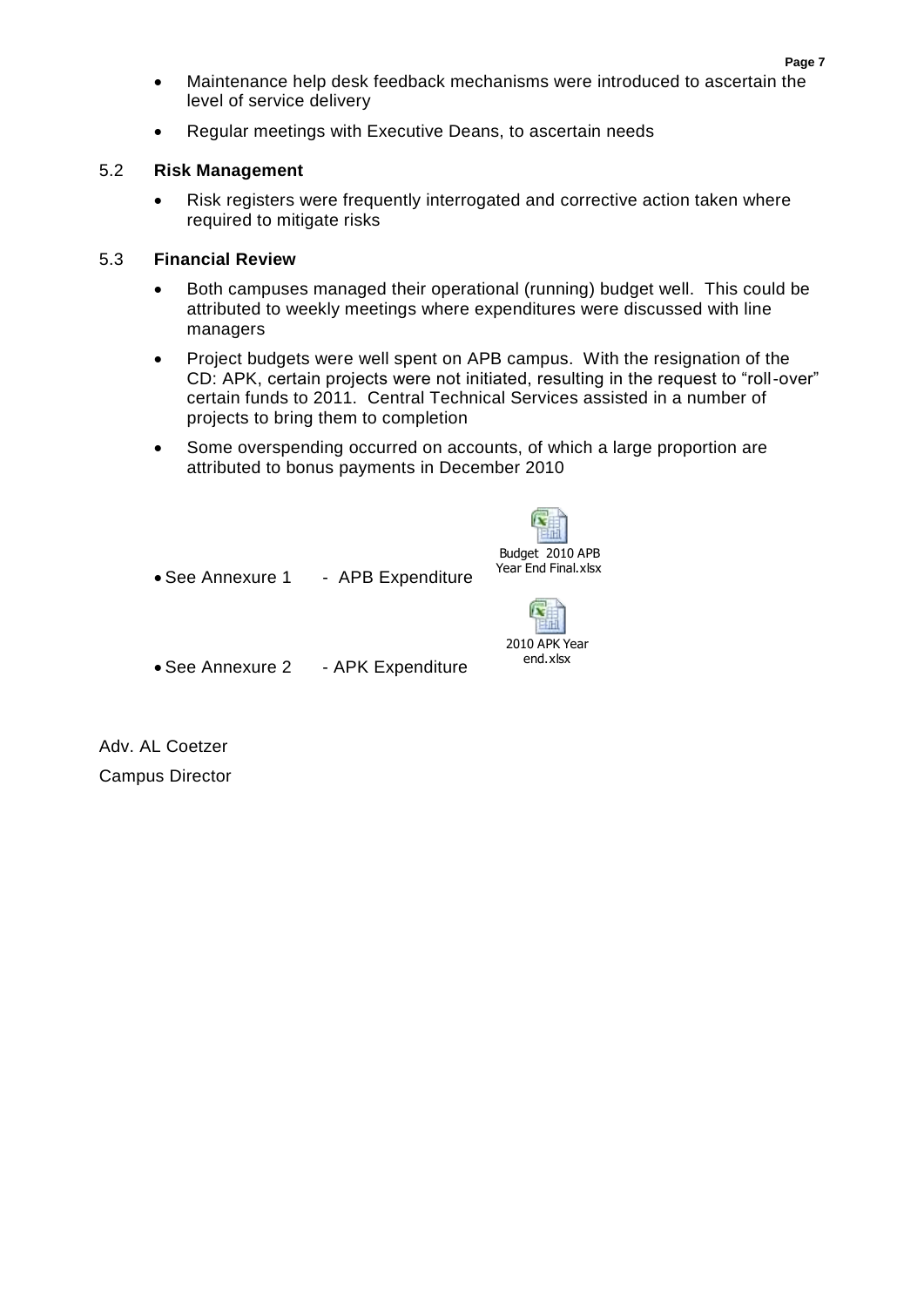- Maintenance help desk feedback mechanisms were introduced to ascertain the level of service delivery
- Regular meetings with Executive Deans, to ascertain needs

### 5.2 Risk Management

- Risk registers were frequently interrogated and corrective action taken where required to mitigate risks

### 5.3 Financial Review

- Both campuses managed their operational (running) budget well. This could be attributed to weekly meetings where expenditures were discussed with line managers
- Project budgets were well spent on APB campus. With the resignation of the CD: APK, certain projects were not initiated, resulting in the request to "roll-over" certain funds to 2011. Central Technical Services assisted in a number of projects to bring them to completion
- Some overspending occurred on accounts, of which a large proportion are attributed to bonus payments in December 2010

- See Annexure 1 - APB Expenditure

Budget 2010 APB Year End Final.xlsx

- See Annexure 2 - APK Expenditure

2010 APK Year end.xlsx

Adv. AL Coetzer

Campus Director